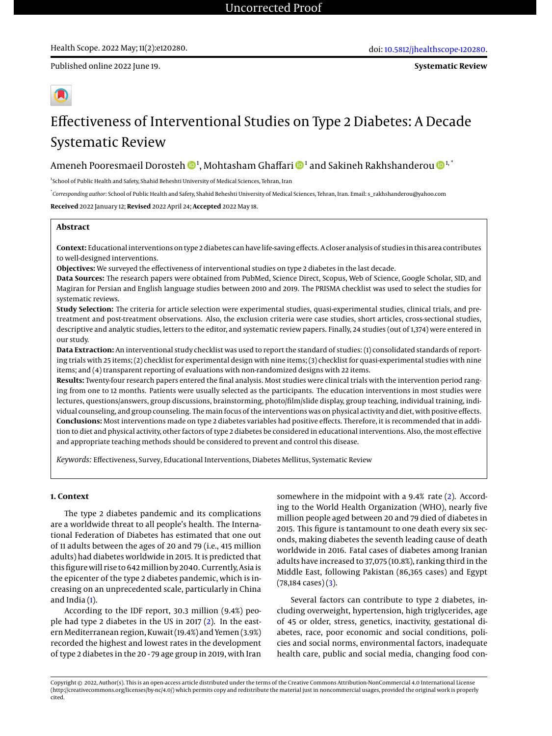Uncorrected Proof

Health Scope. 2022 May; 11(2):e120280.

doi: 10.5812/jhealthscope-120280.

Published online 2022 June 19.

**Systematic Review**

# Effectiveness of Interventional Studies on Type 2 Diabetes: A Decade Systematic Review

Ameneh Pooresmaeil Dorosteh [1], Mohtasham Ghaffari [1] and Sakineh Rakhshanderou [1,*]

[1]School of Public Health and Safety, Shahid Beheshti University of Medical Sciences, Tehran, Iran

[*]*Corresponding author*: School of Public Health and Safety, Shahid Beheshti University of Medical Sciences, Tehran, Iran. Email: s_rakhshanderou@yahoo.com

**Received** 2022 January 12; **Revised** 2022 April 24; **Accepted** 2022 May 18.

## Abstract

**Context:** Educational interventions on type 2 diabetes can have life-saving effects. A closer analysis of studies in this area contributes to well-designed interventions.

**Objectives:** We surveyed the effectiveness of interventional studies on type 2 diabetes in the last decade.

**Data Sources:** The research papers were obtained from PubMed, Science Direct, Scopus, Web of Science, Google Scholar, SID, and Magiran for Persian and English language studies between 2010 and 2019. The PRISMA checklist was used to select the studies for systematic reviews.

**Study Selection:** The criteria for article selection were experimental studies, quasi-experimental studies, clinical trials, and pre-treatment and post-treatment observations. Also, the exclusion criteria were case studies, short articles, cross-sectional studies, descriptive and analytic studies, letters to the editor, and systematic review papers. Finally, 24 studies (out of 1,374) were entered in our study.

**Data Extraction:** An interventional study checklist was used to report the standard of studies: (1) consolidated standards of reporting trials with 25 items; (2) checklist for experimental design with nine items; (3) checklist for quasi-experimental studies with nine items; and (4) transparent reporting of evaluations with non-randomized designs with 22 items.

**Results:** Twenty-four research papers entered the final analysis. Most studies were clinical trials with the intervention period ranging from one to 12 months. Patients were usually selected as the participants. The education interventions in most studies were lectures, questions/answers, group discussions, brainstorming, photo/film/slide display, group teaching, individual training, individual counseling, and group counseling. The main focus of the interventions was on physical activity and diet, with positive effects.

**Conclusions:** Most interventions made on type 2 diabetes variables had positive effects. Therefore, it is recommended that in addition to diet and physical activity, other factors of type 2 diabetes be considered in educational interventions. Also, the most effective and appropriate teaching methods should be considered to prevent and control this disease.

*Keywords:* Effectiveness, Survey, Educational Interventions, Diabetes Mellitus, Systematic Review

## 1. Context

The type 2 diabetes pandemic and its complications are a worldwide threat to all people's health. The International Federation of Diabetes has estimated that one out of 11 adults between the ages of 20 and 79 (i.e., 415 million adults) had diabetes worldwide in 2015. It is predicted that this figure will rise to 642 million by 2040. Currently, Asia is the epicenter of the type 2 diabetes pandemic, which is increasing on an unprecedented scale, particularly in China and India (1).

According to the IDF report, 30.3 million (9.4%) people had type 2 diabetes in the US in 2017 (2). In the eastern Mediterranean region, Kuwait (19.4%) and Yemen (3.9%) recorded the highest and lowest rates in the development of type 2 diabetes in the 20 - 79 age group in 2019, with Iran somewhere in the midpoint with a 9.4% rate (2). According to the World Health Organization (WHO), nearly five million people aged between 20 and 79 died of diabetes in 2015. This figure is tantamount to one death every six seconds, making diabetes the seventh leading cause of death worldwide in 2016. Fatal cases of diabetes among Iranian adults have increased to 37,075 (10.8%), ranking third in the Middle East, following Pakistan (86,365 cases) and Egypt (78,184 cases) (3).

Several factors can contribute to type 2 diabetes, including overweight, hypertension, high triglycerides, age of 45 or older, stress, genetics, inactivity, gestational diabetes, race, poor economic and social conditions, policies and social norms, environmental factors, inadequate health care, public and social media, changing food con-

Copyright © 2022, Author(s). This is an open-access article distributed under the terms of the Creative Commons Attribution-NonCommercial 4.0 International License (http://creativecommons.org/licenses/by-nc/4.0/) which permits copy and redistribute the material just in noncommercial usages, provided the original work is properly cited.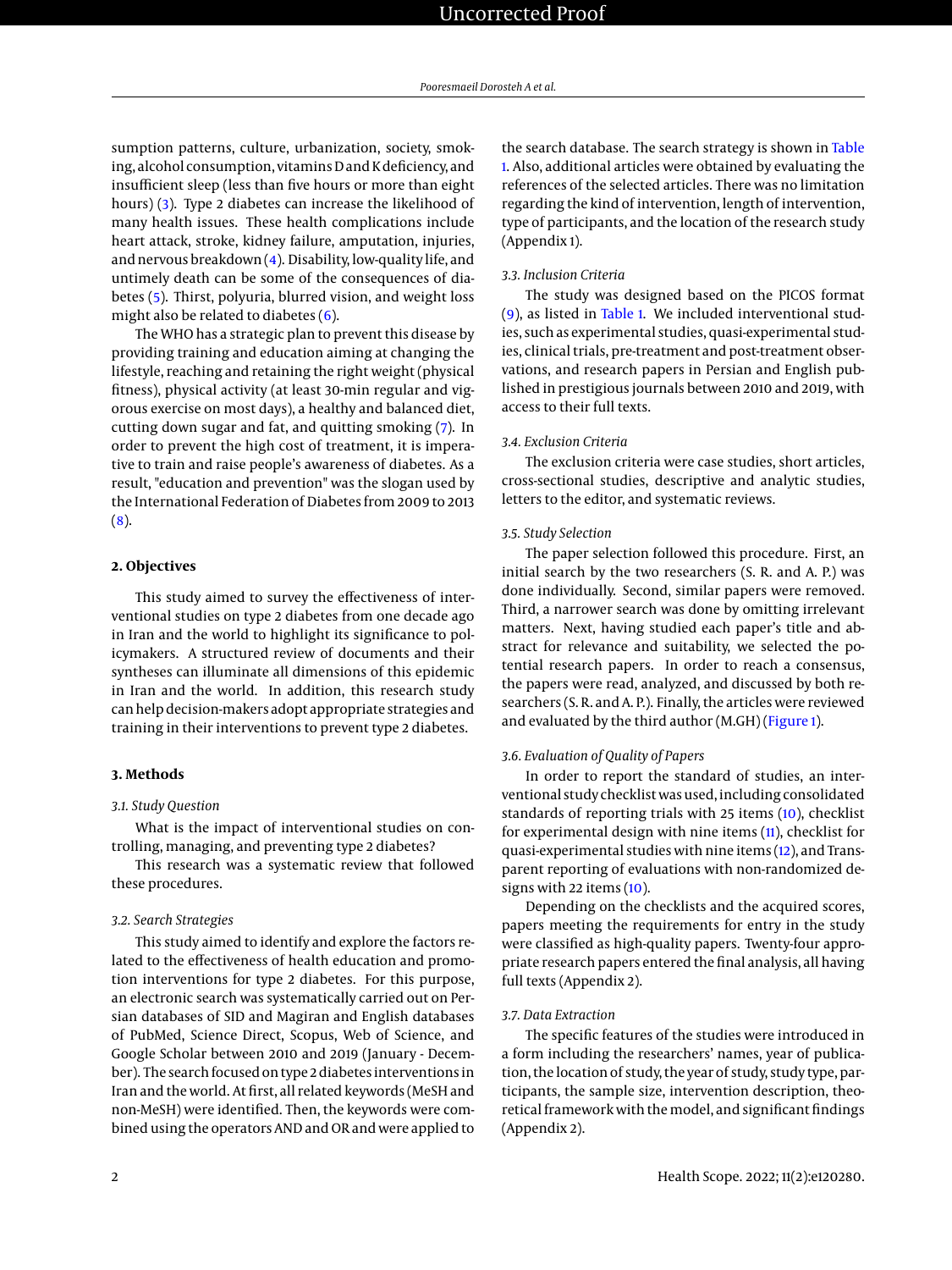sumption patterns, culture, urbanization, society, smoking, alcohol consumption, vitamins D and K deficiency, and insufficient sleep (less than five hours or more than eight hours) (3). Type 2 diabetes can increase the likelihood of many health issues. These health complications include heart attack, stroke, kidney failure, amputation, injuries, and nervous breakdown (4). Disability, low-quality life, and untimely death can be some of the consequences of diabetes (5). Thirst, polyuria, blurred vision, and weight loss might also be related to diabetes (6).

The WHO has a strategic plan to prevent this disease by providing training and education aiming at changing the lifestyle, reaching and retaining the right weight (physical fitness), physical activity (at least 30-min regular and vigorous exercise on most days), a healthy and balanced diet, cutting down sugar and fat, and quitting smoking (7). In order to prevent the high cost of treatment, it is imperative to train and raise people's awareness of diabetes. As a result, "education and prevention" was the slogan used by the International Federation of Diabetes from 2009 to 2013 (8).

## 2. Objectives

This study aimed to survey the effectiveness of interventional studies on type 2 diabetes from one decade ago in Iran and the world to highlight its significance to policymakers. A structured review of documents and their syntheses can illuminate all dimensions of this epidemic in Iran and the world. In addition, this research study can help decision-makers adopt appropriate strategies and training in their interventions to prevent type 2 diabetes.

## 3. Methods

### 3.1. Study Question

What is the impact of interventional studies on controlling, managing, and preventing type 2 diabetes?

This research was a systematic review that followed these procedures.

### 3.2. Search Strategies

This study aimed to identify and explore the factors related to the effectiveness of health education and promotion interventions for type 2 diabetes. For this purpose, an electronic search was systematically carried out on Persian databases of SID and Magiran and English databases of PubMed, Science Direct, Scopus, Web of Science, and Google Scholar between 2010 and 2019 (January - December). The search focused on type 2 diabetes interventions in Iran and the world. At first, all related keywords (MeSH and non-MeSH) were identified. Then, the keywords were combined using the operators AND and OR and were applied to the search database. The search strategy is shown in Table 1. Also, additional articles were obtained by evaluating the references of the selected articles. There was no limitation regarding the kind of intervention, length of intervention, type of participants, and the location of the research study (Appendix 1).

### 3.3. Inclusion Criteria

The study was designed based on the PICOS format (9), as listed in Table 1. We included interventional studies, such as experimental studies, quasi-experimental studies, clinical trials, pre-treatment and post-treatment observations, and research papers in Persian and English published in prestigious journals between 2010 and 2019, with access to their full texts.

### 3.4. Exclusion Criteria

The exclusion criteria were case studies, short articles, cross-sectional studies, descriptive and analytic studies, letters to the editor, and systematic reviews.

### 3.5. Study Selection

The paper selection followed this procedure. First, an initial search by the two researchers (S. R. and A. P.) was done individually. Second, similar papers were removed. Third, a narrower search was done by omitting irrelevant matters. Next, having studied each paper's title and abstract for relevance and suitability, we selected the potential research papers. In order to reach a consensus, the papers were read, analyzed, and discussed by both researchers (S. R. and A. P.). Finally, the articles were reviewed and evaluated by the third author (M.GH) (Figure 1).

### 3.6. Evaluation of Quality of Papers

In order to report the standard of studies, an interventional study checklist was used, including consolidated standards of reporting trials with 25 items (10), checklist for experimental design with nine items (11), checklist for quasi-experimental studies with nine items (12), and Transparent reporting of evaluations with non-randomized designs with 22 items (10).

Depending on the checklists and the acquired scores, papers meeting the requirements for entry in the study were classified as high-quality papers. Twenty-four appropriate research papers entered the final analysis, all having full texts (Appendix 2).

### 3.7. Data Extraction

The specific features of the studies were introduced in a form including the researchers' names, year of publication, the location of study, the year of study, study type, participants, the sample size, intervention description, theoretical framework with the model, and significant findings (Appendix 2).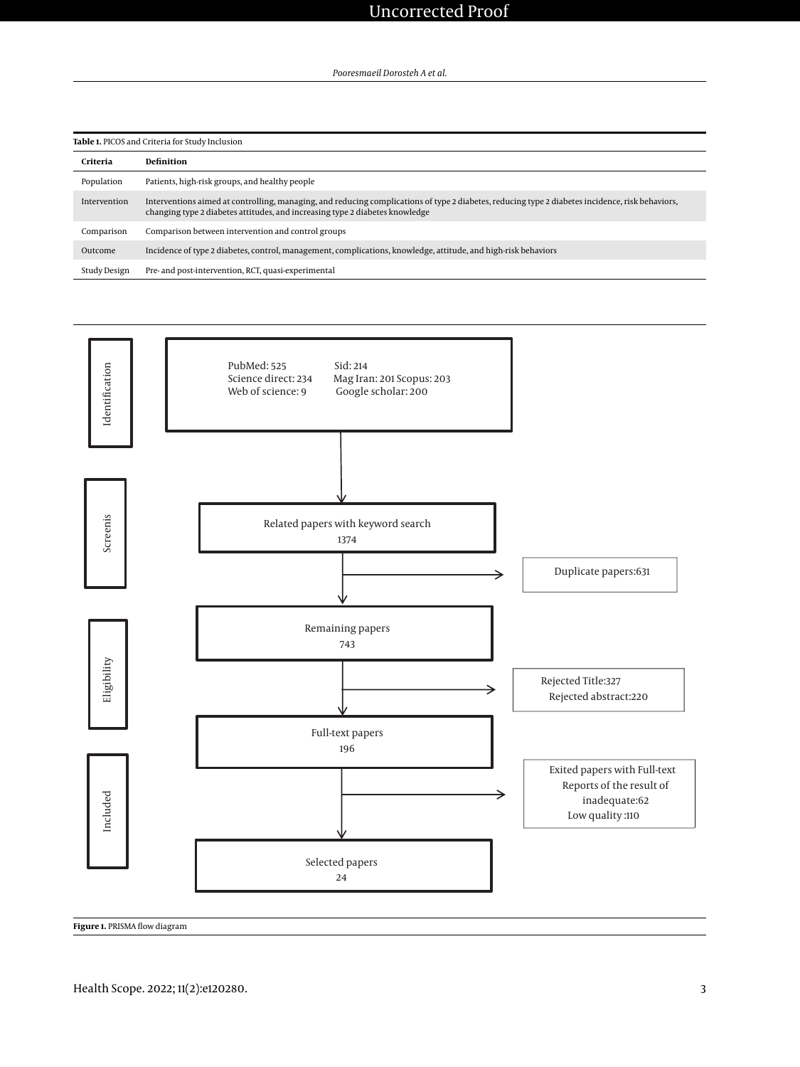**Table 1.** PICOS and Criteria for Study Inclusion

| Criteria | Definition |
|---|---|
| Population | Patients, high-risk groups, and healthy people |
| Intervention | Interventions aimed at controlling, managing, and reducing complications of type 2 diabetes, reducing type 2 diabetes incidence, risk behaviors, changing type 2 diabetes attitudes, and increasing type 2 diabetes knowledge |
| Comparison | Comparison between intervention and control groups |
| Outcome | Incidence of type 2 diabetes, control, management, complications, knowledge, attitude, and high-risk behaviors |
| Study Design | Pre- and post-intervention, RCT, quasi-experimental |

Identification

PubMed: 525
Science direct: 234
Web of science: 9
Sid: 214
Mag Iran: 201 Scopus: 203
Google scholar: 200

Screenis

Related papers with keyword search
1374

Duplicate papers:631

Eligibility

Remaining papers
743

Rejected Title:327
Rejected abstract:220

Full-text papers
196

Included

Exited papers with Full-text
Reports of the result of inadequate:62
Low quality :110

Selected papers
24

**Figure 1.** PRISMA flow diagram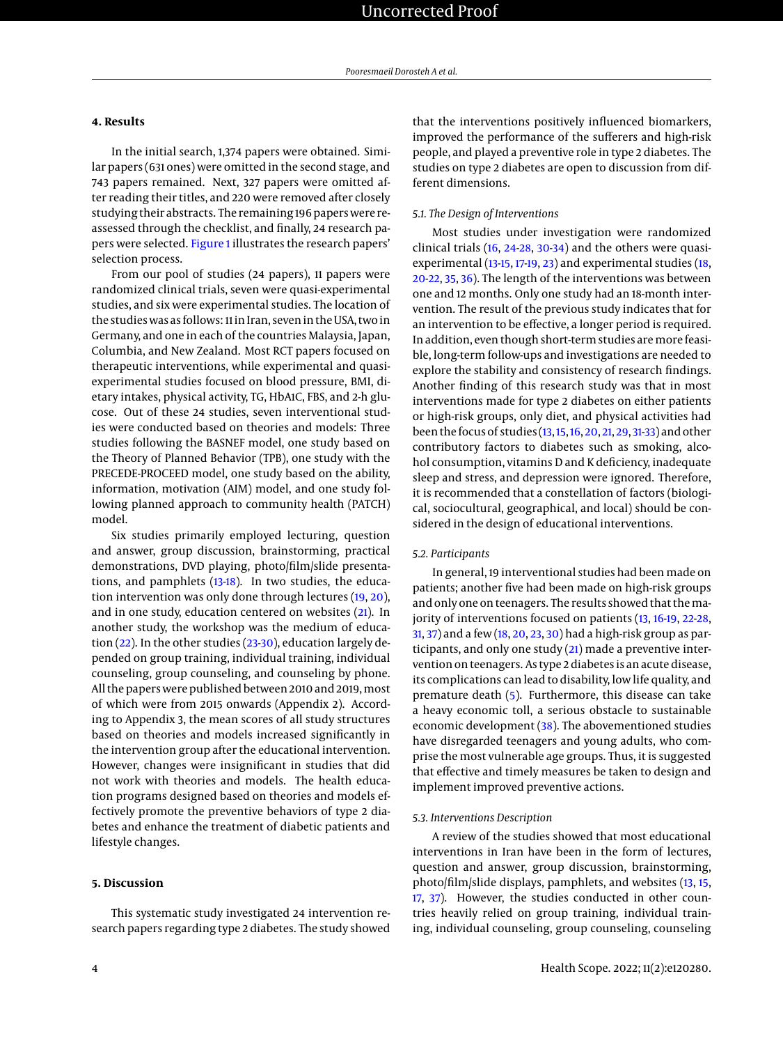## 4. Results

In the initial search, 1,374 papers were obtained. Similar papers (631 ones) were omitted in the second stage, and 743 papers remained. Next, 327 papers were omitted after reading their titles, and 220 were removed after closely studying their abstracts. The remaining 196 papers were reassessed through the checklist, and finally, 24 research papers were selected. Figure 1 illustrates the research papers' selection process.

From our pool of studies (24 papers), 11 papers were randomized clinical trials, seven were quasi-experimental studies, and six were experimental studies. The location of the studies was as follows: 11 in Iran, seven in the USA, two in Germany, and one in each of the countries Malaysia, Japan, Columbia, and New Zealand. Most RCT papers focused on therapeutic interventions, while experimental and quasi-experimental studies focused on blood pressure, BMI, dietary intakes, physical activity, TG, HbA1C, FBS, and 2-h glucose. Out of these 24 studies, seven interventional studies were conducted based on theories and models: Three studies following the BASNEF model, one study based on the Theory of Planned Behavior (TPB), one study with the PRECEDE-PROCEED model, one study based on the ability, information, motivation (AIM) model, and one study following planned approach to community health (PATCH) model.

Six studies primarily employed lecturing, question and answer, group discussion, brainstorming, practical demonstrations, DVD playing, photo/film/slide presentations, and pamphlets (13-18). In two studies, the education intervention was only done through lectures (19, 20), and in one study, education centered on websites (21). In another study, the workshop was the medium of education (22). In the other studies (23-30), education largely depended on group training, individual training, individual counseling, group counseling, and counseling by phone. All the papers were published between 2010 and 2019, most of which were from 2015 onwards (Appendix 2). According to Appendix 3, the mean scores of all study structures based on theories and models increased significantly in the intervention group after the educational intervention. However, changes were insignificant in studies that did not work with theories and models. The health education programs designed based on theories and models effectively promote the preventive behaviors of type 2 diabetes and enhance the treatment of diabetic patients and lifestyle changes.

## 5. Discussion

This systematic study investigated 24 intervention research papers regarding type 2 diabetes. The study showed that the interventions positively influenced biomarkers, improved the performance of the sufferers and high-risk people, and played a preventive role in type 2 diabetes. The studies on type 2 diabetes are open to discussion from different dimensions.

### 5.1. The Design of Interventions

Most studies under investigation were randomized clinical trials (16, 24-28, 30-34) and the others were quasi-experimental (13-15, 17-19, 23) and experimental studies (18, 20-22, 35, 36). The length of the interventions was between one and 12 months. Only one study had an 18-month intervention. The result of the previous study indicates that for an intervention to be effective, a longer period is required. In addition, even though short-term studies are more feasible, long-term follow-ups and investigations are needed to explore the stability and consistency of research findings. Another finding of this research study was that in most interventions made for type 2 diabetes on either patients or high-risk groups, only diet, and physical activities had been the focus of studies (13, 15, 16, 20, 21, 29, 31-33) and other contributory factors to diabetes such as smoking, alcohol consumption, vitamins D and K deficiency, inadequate sleep and stress, and depression were ignored. Therefore, it is recommended that a constellation of factors (biological, sociocultural, geographical, and local) should be considered in the design of educational interventions.

### 5.2. Participants

In general, 19 interventional studies had been made on patients; another five had been made on high-risk groups and only one on teenagers. The results showed that the majority of interventions focused on patients (13, 16-19, 22-28, 31, 37) and a few (18, 20, 23, 30) had a high-risk group as participants, and only one study (21) made a preventive intervention on teenagers. As type 2 diabetes is an acute disease, its complications can lead to disability, low life quality, and premature death (5). Furthermore, this disease can take a heavy economic toll, a serious obstacle to sustainable economic development (38). The abovementioned studies have disregarded teenagers and young adults, who comprise the most vulnerable age groups. Thus, it is suggested that effective and timely measures be taken to design and implement improved preventive actions.

### 5.3. Interventions Description

A review of the studies showed that most educational interventions in Iran have been in the form of lectures, question and answer, group discussion, brainstorming, photo/film/slide displays, pamphlets, and websites (13, 15, 17, 37). However, the studies conducted in other countries heavily relied on group training, individual training, individual counseling, group counseling, counseling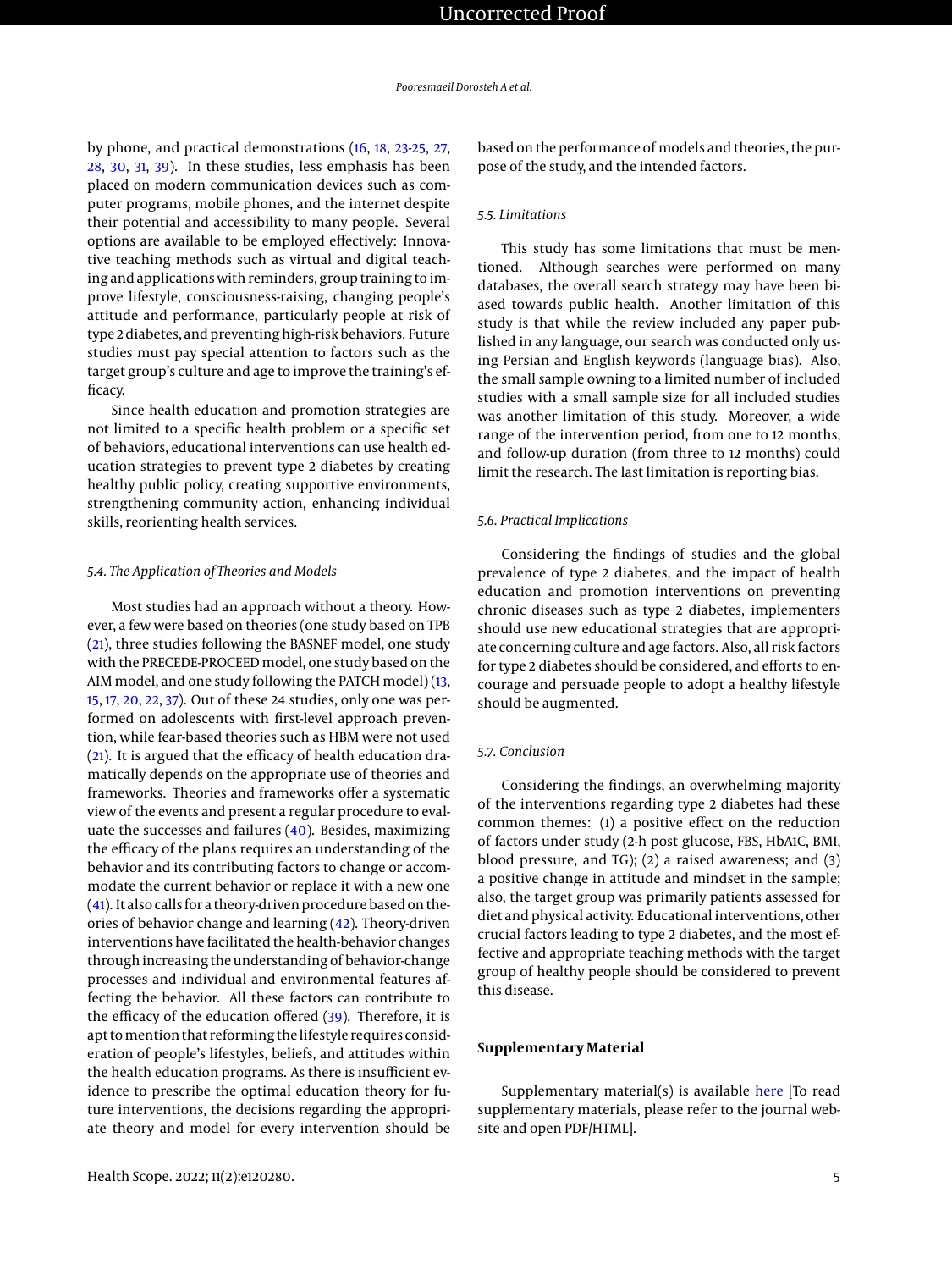by phone, and practical demonstrations (16, 18, 23-25, 27, 28, 30, 31, 39). In these studies, less emphasis has been placed on modern communication devices such as computer programs, mobile phones, and the internet despite their potential and accessibility to many people. Several options are available to be employed effectively: Innovative teaching methods such as virtual and digital teaching and applications with reminders, group training to improve lifestyle, consciousness-raising, changing people's attitude and performance, particularly people at risk of type 2 diabetes, and preventing high-risk behaviors. Future studies must pay special attention to factors such as the target group's culture and age to improve the training's efficacy.

Since health education and promotion strategies are not limited to a specific health problem or a specific set of behaviors, educational interventions can use health education strategies to prevent type 2 diabetes by creating healthy public policy, creating supportive environments, strengthening community action, enhancing individual skills, reorienting health services.

### 5.4. The Application of Theories and Models

Most studies had an approach without a theory. However, a few were based on theories (one study based on TPB (21), three studies following the BASNEF model, one study with the PRECEDE-PROCEED model, one study based on the AIM model, and one study following the PATCH model) (13, 15, 17, 20, 22, 37). Out of these 24 studies, only one was performed on adolescents with first-level approach prevention, while fear-based theories such as HBM were not used (21). It is argued that the efficacy of health education dramatically depends on the appropriate use of theories and frameworks. Theories and frameworks offer a systematic view of the events and present a regular procedure to evaluate the successes and failures (40). Besides, maximizing the efficacy of the plans requires an understanding of the behavior and its contributing factors to change or accommodate the current behavior or replace it with a new one (41). It also calls for a theory-driven procedure based on theories of behavior change and learning (42). Theory-driven interventions have facilitated the health-behavior changes through increasing the understanding of behavior-change processes and individual and environmental features affecting the behavior. All these factors can contribute to the efficacy of the education offered (39). Therefore, it is apt to mention that reforming the lifestyle requires consideration of people's lifestyles, beliefs, and attitudes within the health education programs. As there is insufficient evidence to prescribe the optimal education theory for future interventions, the decisions regarding the appropriate theory and model for every intervention should be based on the performance of models and theories, the purpose of the study, and the intended factors.

### 5.5. Limitations

This study has some limitations that must be mentioned. Although searches were performed on many databases, the overall search strategy may have been biased towards public health. Another limitation of this study is that while the review included any paper published in any language, our search was conducted only using Persian and English keywords (language bias). Also, the small sample owning to a limited number of included studies with a small sample size for all included studies was another limitation of this study. Moreover, a wide range of the intervention period, from one to 12 months, and follow-up duration (from three to 12 months) could limit the research. The last limitation is reporting bias.

### 5.6. Practical Implications

Considering the findings of studies and the global prevalence of type 2 diabetes, and the impact of health education and promotion interventions on preventing chronic diseases such as type 2 diabetes, implementers should use new educational strategies that are appropriate concerning culture and age factors. Also, all risk factors for type 2 diabetes should be considered, and efforts to encourage and persuade people to adopt a healthy lifestyle should be augmented.

### 5.7. Conclusion

Considering the findings, an overwhelming majority of the interventions regarding type 2 diabetes had these common themes: (1) a positive effect on the reduction of factors under study (2-h post glucose, FBS, HbA1C, BMI, blood pressure, and TG); (2) a raised awareness; and (3) a positive change in attitude and mindset in the sample; also, the target group was primarily patients assessed for diet and physical activity. Educational interventions, other crucial factors leading to type 2 diabetes, and the most effective and appropriate teaching methods with the target group of healthy people should be considered to prevent this disease.

## Supplementary Material

Supplementary material(s) is available here [To read supplementary materials, please refer to the journal website and open PDF/HTML].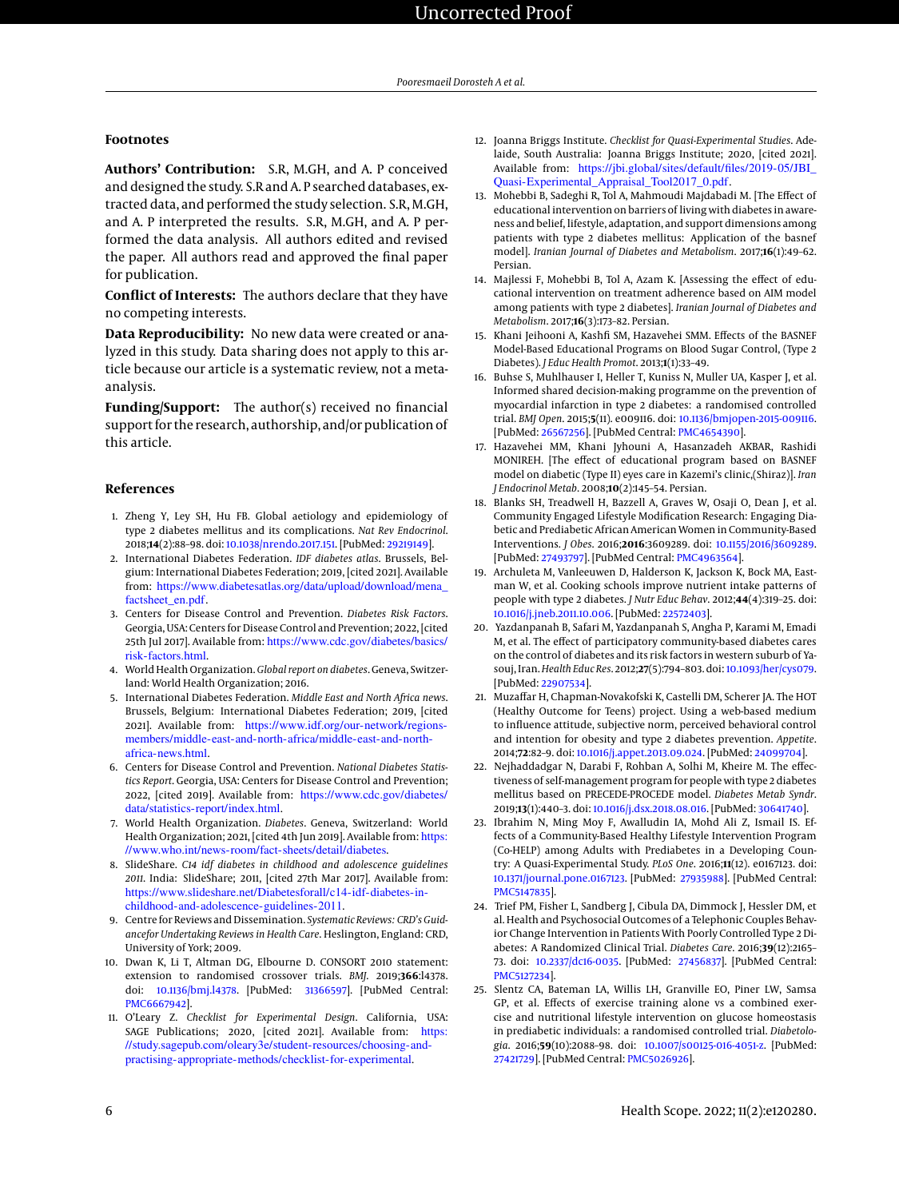## Footnotes

**Authors' Contribution:** S.R, M.GH, and A. P conceived and designed the study. S.R and A. P searched databases, extracted data, and performed the study selection. S.R, M.GH, and A. P interpreted the results. S.R, M.GH, and A. P performed the data analysis. All authors edited and revised the paper. All authors read and approved the final paper for publication.

**Conflict of Interests:** The authors declare that they have no competing interests.

**Data Reproducibility:** No new data were created or analyzed in this study. Data sharing does not apply to this article because our article is a systematic review, not a meta-analysis.

**Funding/Support:** The author(s) received no financial support for the research, authorship, and/or publication of this article.

## References

1. Zheng Y, Ley SH, Hu FB. Global aetiology and epidemiology of type 2 diabetes mellitus and its complications. *Nat Rev Endocrinol*. 2018;**14**(2):88–98. doi: 10.1038/nrendo.2017.151. [PubMed: 29219149].
2. International Diabetes Federation. *IDF diabetes atlas*. Brussels, Belgium: International Diabetes Federation; 2019, [cited 2021]. Available from: https://www.diabetesatlas.org/data/upload/download/mena_factsheet_en.pdf.
3. Centers for Disease Control and Prevention. *Diabetes Risk Factors*. Georgia, USA: Centers for Disease Control and Prevention; 2022, [cited 25th Jul 2017]. Available from: https://www.cdc.gov/diabetes/basics/risk-factors.html.
4. World Health Organization. *Global report on diabetes*. Geneva, Switzerland: World Health Organization; 2016.
5. International Diabetes Federation. *Middle East and North Africa news*. Brussels, Belgium: International Diabetes Federation; 2019, [cited 2021]. Available from: https://www.idf.org/our-network/regions-members/middle-east-and-north-africa/middle-east-and-north-africa-news.html.
6. Centers for Disease Control and Prevention. *National Diabetes Statistics Report*. Georgia, USA: Centers for Disease Control and Prevention; 2022, [cited 2019]. Available from: https://www.cdc.gov/diabetes/data/statistics-report/index.html.
7. World Health Organization. *Diabetes*. Geneva, Switzerland: World Health Organization; 2021, [cited 4th Jun 2019]. Available from: https://www.who.int/news-room/fact-sheets/detail/diabetes.
8. SlideShare. *C14 idf diabetes in childhood and adolescence guidelines 2011*. India: SlideShare; 2011, [cited 27th Mar 2017]. Available from: https://www.slideshare.net/Diabetesforall/c14-idf-diabetes-in-childhood-and-adolescence-guidelines-2011.
9. Centre for Reviews and Dissemination. *Systematic Reviews: CRD's Guidance for Undertaking Reviews in Health Care*. Heslington, England: CRD, University of York; 2009.
10. Dwan K, Li T, Altman DG, Elbourne D. CONSORT 2010 statement: extension to randomised crossover trials. *BMJ*. 2019;**366**:l4378. doi: 10.1136/bmj.l4378. [PubMed: 31366597]. [PubMed Central: PMC6667942].
11. O'Leary Z. *Checklist for Experimental Design*. California, USA: SAGE Publications; 2020, [cited 2021]. Available from: https://study.sagepub.com/oleary3e/student-resources/choosing-and-practising-appropriate-methods/checklist-for-experimental.
12. Joanna Briggs Institute. *Checklist for Quasi-Experimental Studies*. Adelaide, South Australia: Joanna Briggs Institute; 2020, [cited 2021]. Available from: https://jbi.global/sites/default/files/2019-05/JBI_Quasi-Experimental_Appraisal_Tool2017_0.pdf.
13. Mohebbi B, Sadeghi R, Tol A, Mahmoudi Majdabadi M. [The Effect of educational intervention on barriers of living with diabetes in awareness and belief, lifestyle, adaptation, and support dimensions among patients with type 2 diabetes mellitus: Application of the basnef model]. *Iranian Journal of Diabetes and Metabolism*. 2017;**16**(1):49–62. Persian.
14. Majlessi F, Mohebbi B, Tol A, Azam K. [Assessing the effect of educational intervention on treatment adherence based on AIM model among patients with type 2 diabetes]. *Iranian Journal of Diabetes and Metabolism*. 2017;**16**(3):173–82. Persian.
15. Khani Jeihooni A, Kashfi SM, Hazavehei SMM. Effects of the BASNEF Model-Based Educational Programs on Blood Sugar Control, (Type 2 Diabetes). *J Educ Health Promot*. 2013;**1**(1):33–49.
16. Buhse S, Muhlhauser I, Heller T, Kuniss N, Muller UA, Kasper J, et al. Informed shared decision-making programme on the prevention of myocardial infarction in type 2 diabetes: a randomised controlled trial. *BMJ Open*. 2015;**5**(11). e009116. doi: 10.1136/bmjopen-2015-009116. [PubMed: 26567256]. [PubMed Central: PMC4654390].
17. Hazavehei MM, Khani Jyhouni A, Hasanzadeh AKBAR, Rashidi MONIREH. [The effect of educational program based on BASNEF model on diabetic (Type II) eyes care in Kazemi's clinic,(Shiraz)]. *Iran J Endocrinol Metab*. 2008;**10**(2):145–54. Persian.
18. Blanks SH, Treadwell H, Bazzell A, Graves W, Osaji O, Dean J, et al. Community Engaged Lifestyle Modification Research: Engaging Diabetic and Prediabetic African American Women in Community-Based Interventions. *J Obes*. 2016;**2016**:3609289. doi: 10.1155/2016/3609289. [PubMed: 27493797]. [PubMed Central: PMC4963564].
19. Archuleta M, Vanleeuwen D, Halderson K, Jackson K, Bock MA, Eastman W, et al. Cooking schools improve nutrient intake patterns of people with type 2 diabetes. *J Nutr Educ Behav*. 2012;**44**(4):319–25. doi: 10.1016/j.jneb.2011.10.006. [PubMed: 22572403].
20. Yazdanpanah B, Safari M, Yazdanpanah S, Angha P, Karami M, Emadi M, et al. The effect of participatory community-based diabetes cares on the control of diabetes and its risk factors in western suburb of Yasouj, Iran. *Health Educ Res*. 2012;**27**(5):794–803. doi: 10.1093/her/cys079. [PubMed: 22907534].
21. Muzaffar H, Chapman-Novakofski K, Castelli DM, Scherer JA. The HOT (Healthy Outcome for Teens) project. Using a web-based medium to influence attitude, subjective norm, perceived behavioral control and intention for obesity and type 2 diabetes prevention. *Appetite*. 2014;**72**:82–9. doi: 10.1016/j.appet.2013.09.024. [PubMed: 24099704].
22. Nejhaddadgar N, Darabi F, Rohban A, Solhi M, Kheire M. The effectiveness of self-management program for people with type 2 diabetes mellitus based on PRECEDE-PROCEDE model. *Diabetes Metab Syndr*. 2019;**13**(1):440–3. doi: 10.1016/j.dsx.2018.08.016. [PubMed: 30641740].
23. Ibrahim N, Ming Moy F, Awalludin IA, Mohd Ali Z, Ismail IS. Effects of a Community-Based Healthy Lifestyle Intervention Program (Co-HELP) among Adults with Prediabetes in a Developing Country: A Quasi-Experimental Study. *PLoS One*. 2016;**11**(12). e0167123. doi: 10.1371/journal.pone.0167123. [PubMed: 27935988]. [PubMed Central: PMC5147835].
24. Trief PM, Fisher L, Sandberg J, Cibula DA, Dimmock J, Hessler DM, et al. Health and Psychosocial Outcomes of a Telephonic Couples Behavior Change Intervention in Patients With Poorly Controlled Type 2 Diabetes: A Randomized Clinical Trial. *Diabetes Care*. 2016;**39**(12):2165–73. doi: 10.2337/dc16-0035. [PubMed: 27456837]. [PubMed Central: PMC5127234].
25. Slentz CA, Bateman LA, Willis LH, Granville EO, Piner LW, Samsa GP, et al. Effects of exercise training alone vs a combined exercise and nutritional lifestyle intervention on glucose homeostasis in prediabetic individuals: a randomised controlled trial. *Diabetologia*. 2016;**59**(10):2088–98. doi: 10.1007/s00125-016-4051-z. [PubMed: 27421729]. [PubMed Central: PMC5026926].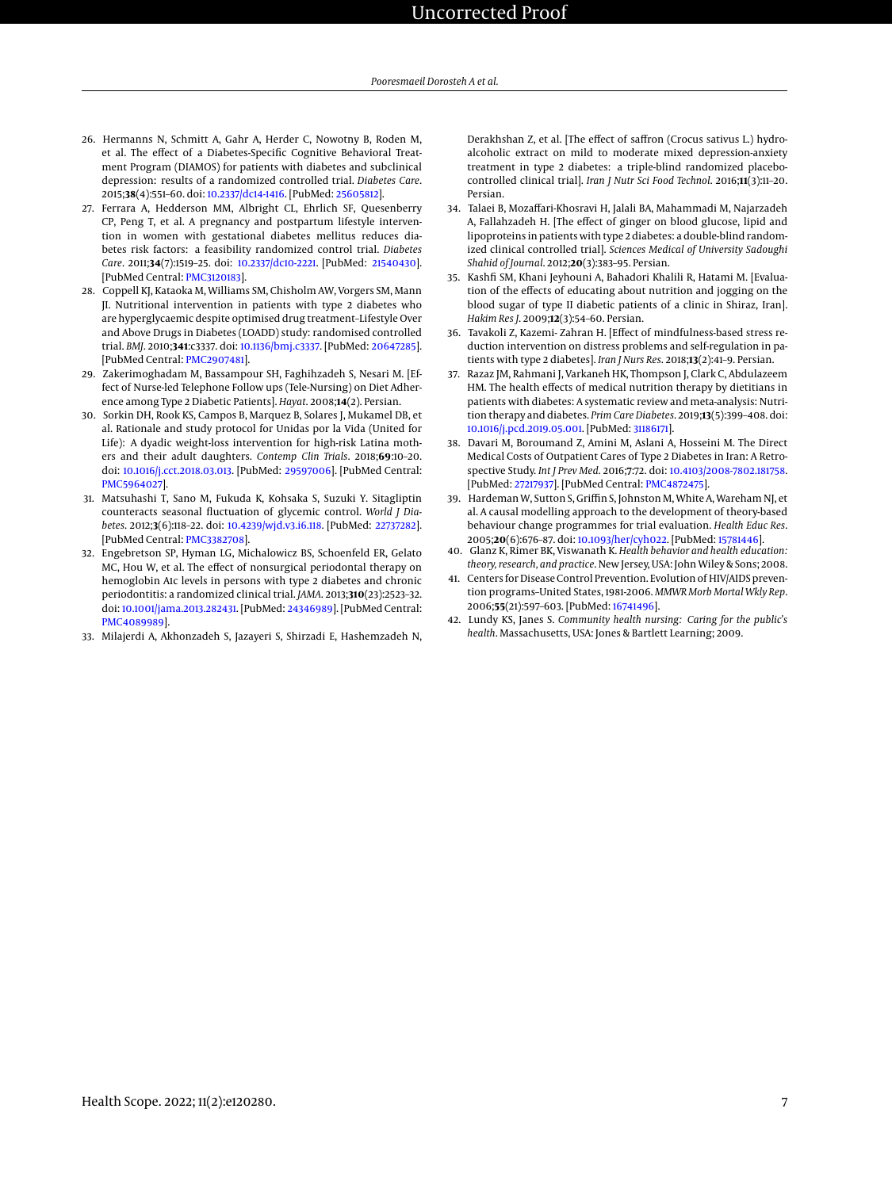26. Hermanns N, Schmitt A, Gahr A, Herder C, Nowotny B, Roden M, et al. The effect of a Diabetes-Specific Cognitive Behavioral Treatment Program (DIAMOS) for patients with diabetes and subclinical depression: results of a randomized controlled trial. *Diabetes Care*. 2015;**38**(4):551–60. doi: 10.2337/dc14-1416. [PubMed: 25605812].
27. Ferrara A, Hedderson MM, Albright CL, Ehrlich SF, Quesenberry CP, Peng T, et al. A pregnancy and postpartum lifestyle intervention in women with gestational diabetes mellitus reduces diabetes risk factors: a feasibility randomized control trial. *Diabetes Care*. 2011;**34**(7):1519–25. doi: 10.2337/dc10-2221. [PubMed: 21540430]. [PubMed Central: PMC3120183].
28. Coppell KJ, Kataoka M, Williams SM, Chisholm AW, Vorgers SM, Mann JI. Nutritional intervention in patients with type 2 diabetes who are hyperglycaemic despite optimised drug treatment–Lifestyle Over and Above Drugs in Diabetes (LOADD) study: randomised controlled trial. *BMJ*. 2010;**341**:c3337. doi: 10.1136/bmj.c3337. [PubMed: 20647285]. [PubMed Central: PMC2907481].
29. Zakerimoghadam M, Bassampour SH, Faghihzadeh S, Nesari M. [Effect of Nurse-led Telephone Follow ups (Tele-Nursing) on Diet Adherence among Type 2 Diabetic Patients]. *Hayat*. 2008;**14**(2). Persian.
30. Sorkin DH, Rook KS, Campos B, Marquez B, Solares J, Mukamel DB, et al. Rationale and study protocol for Unidas por la Vida (United for Life): A dyadic weight-loss intervention for high-risk Latina mothers and their adult daughters. *Contemp Clin Trials*. 2018;**69**:10–20. doi: 10.1016/j.cct.2018.03.013. [PubMed: 29597006]. [PubMed Central: PMC5964027].
31. Matsuhashi T, Sano M, Fukuda K, Kohsaka S, Suzuki Y. Sitagliptin counteracts seasonal fluctuation of glycemic control. *World J Diabetes*. 2012;**3**(6):118–22. doi: 10.4239/wjd.v3.i6.118. [PubMed: 22737282]. [PubMed Central: PMC3382708].
32. Engebretson SP, Hyman LG, Michalowicz BS, Schoenfeld ER, Gelato MC, Hou W, et al. The effect of nonsurgical periodontal therapy on hemoglobin A1c levels in persons with type 2 diabetes and chronic periodontitis: a randomized clinical trial. *JAMA*. 2013;**310**(23):2523–32. doi: 10.1001/jama.2013.282431. [PubMed: 24346989]. [PubMed Central: PMC4089989].
33. Milajerdi A, Akhonzadeh S, Jazayeri S, Shirzadi E, Hashemzadeh N, Derakhshan Z, et al. [The effect of saffron (Crocus sativus L.) hydro-alcoholic extract on mild to moderate mixed depression-anxiety treatment in type 2 diabetes: a triple-blind randomized placebo-controlled clinical trial]. *Iran J Nutr Sci Food Technol*. 2016;**11**(3):11–20. Persian.
34. Talaei B, Mozaffari-Khosravi H, Jalali BA, Mahammadi M, Najarzadeh A, Fallahzadeh H. [The effect of ginger on blood glucose, lipid and lipoproteins in patients with type 2 diabetes: a double-blind randomized clinical controlled trial]. *Sciences Medical of University Sadoughi Shahid of Journal*. 2012;**20**(3):383–95. Persian.
35. Kashfi SM, Khani Jeyhouni A, Bahadori Khalili R, Hatami M. [Evaluation of the effects of educating about nutrition and jogging on the blood sugar of type II diabetic patients of a clinic in Shiraz, Iran]. *Hakim Res J*. 2009;**12**(3):54–60. Persian.
36. Tavakoli Z, Kazemi- Zahran H. [Effect of mindfulness-based stress reduction intervention on distress problems and self-regulation in patients with type 2 diabetes]. *Iran J Nurs Res*. 2018;**13**(2):41–9. Persian.
37. Razaz JM, Rahmani J, Varkaneh HK, Thompson J, Clark C, Abdulazeem HM. The health effects of medical nutrition therapy by dietitians in patients with diabetes: A systematic review and meta-analysis: Nutrition therapy and diabetes. *Prim Care Diabetes*. 2019;**13**(5):399–408. doi: 10.1016/j.pcd.2019.05.001. [PubMed: 31186171].
38. Davari M, Boroumand Z, Amini M, Aslani A, Hosseini M. The Direct Medical Costs of Outpatient Cares of Type 2 Diabetes in Iran: A Retrospective Study. *Int J Prev Med*. 2016;**7**:72. doi: 10.4103/2008-7802.181758. [PubMed: 27217937]. [PubMed Central: PMC4872475].
39. Hardeman W, Sutton S, Griffin S, Johnston M, White A, Wareham NJ, et al. A causal modelling approach to the development of theory-based behaviour change programmes for trial evaluation. *Health Educ Res*. 2005;**20**(6):676–87. doi: 10.1093/her/cyh022. [PubMed: 15781446].
40. Glanz K, Rimer BK, Viswanath K. *Health behavior and health education: theory, research, and practice*. New Jersey, USA: John Wiley & Sons; 2008.
41. Centers for Disease Control Prevention. Evolution of HIV/AIDS prevention programs–United States, 1981-2006. *MMWR Morb Mortal Wkly Rep*. 2006;**55**(21):597–603. [PubMed: 16741496].
42. Lundy KS, Janes S. *Community health nursing: Caring for the public's health*. Massachusetts, USA: Jones & Bartlett Learning; 2009.